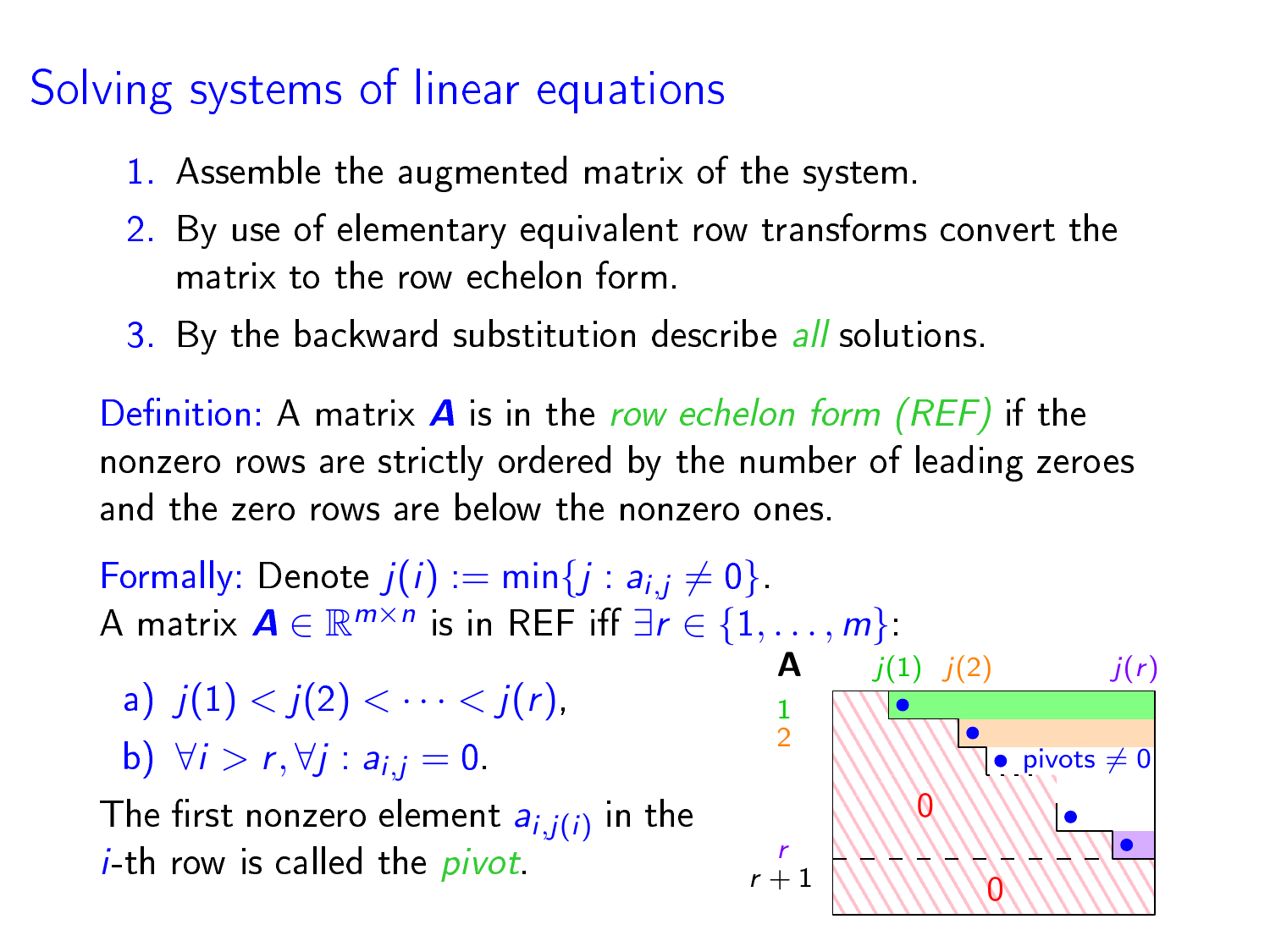# Solving systems of linear equations

1. Assemble the augmented matrix of the system.
2. By use of elementary equivalent row transforms convert the matrix to the row echelon form.
3. By the backward substitution describe *all* solutions.

Definition: A matrix $\boldsymbol{A}$ is in the *row echelon form (REF)* if the nonzero rows are strictly ordered by the number of leading zeroes and the zero rows are below the nonzero ones.

Formally: Denote $j(i) := \min\{j : a_{i,j} \neq 0\}$.
A matrix $\boldsymbol{A} \in \mathbb{R}^{m \times n}$ is in REF iff $\exists r \in \{1, \ldots, m\}$:

a) $j(1) < j(2) < \cdots < j(r)$,

b) $\forall i > r, \forall j : a_{i,j} = 0$.

The first nonzero element $a_{i,j(i)}$ in the $i$-th row is called the *pivot*.

**A**: $j(1)$, $j(2)$, $j(r)$; rows 1, 2, $r$, $r+1$; pivots $\neq 0$; 0; 0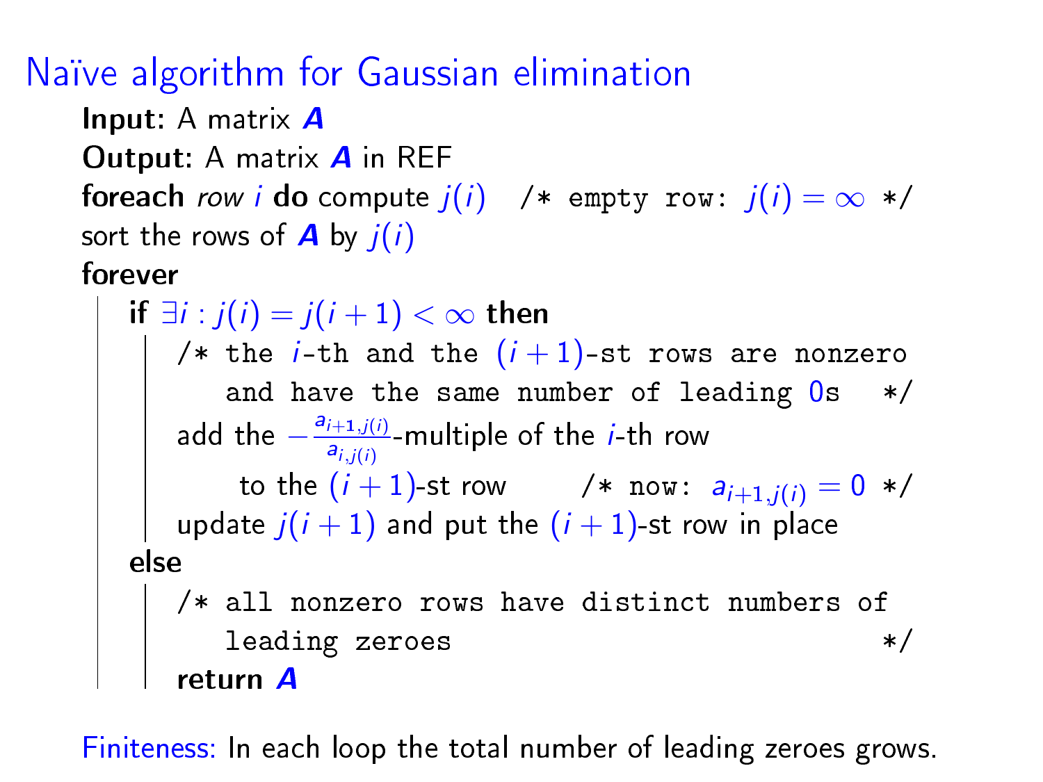# Naïve algorithm for Gaussian elimination

**Input:** A matrix $\boldsymbol{A}$

**Output:** A matrix $\boldsymbol{A}$ in REF

**foreach** *row* $i$ **do** compute $j(i)$ `/* empty row:` $j(i) = \infty$ `*/`

sort the rows of $\boldsymbol{A}$ by $j(i)$

**forever**

- **if** $\exists i : j(i) = j(i+1) < \infty$ **then**
  - `/* the` $i$`-th and the` $(i+1)$`-st rows are nonzero and have the same number of leading` $0$`s */`
  - add the $-\frac{a_{i+1,j(i)}}{a_{i,j(i)}}$-multiple of the $i$-th row to the $(i+1)$-st row `/* now:` $a_{i+1,j(i)} = 0$ `*/`
  - update $j(i+1)$ and put the $(i+1)$-st row in place
- **else**
  - `/* all nonzero rows have distinct numbers of leading zeroes */`
  - **return** $\boldsymbol{A}$

Finiteness: In each loop the total number of leading zeroes grows.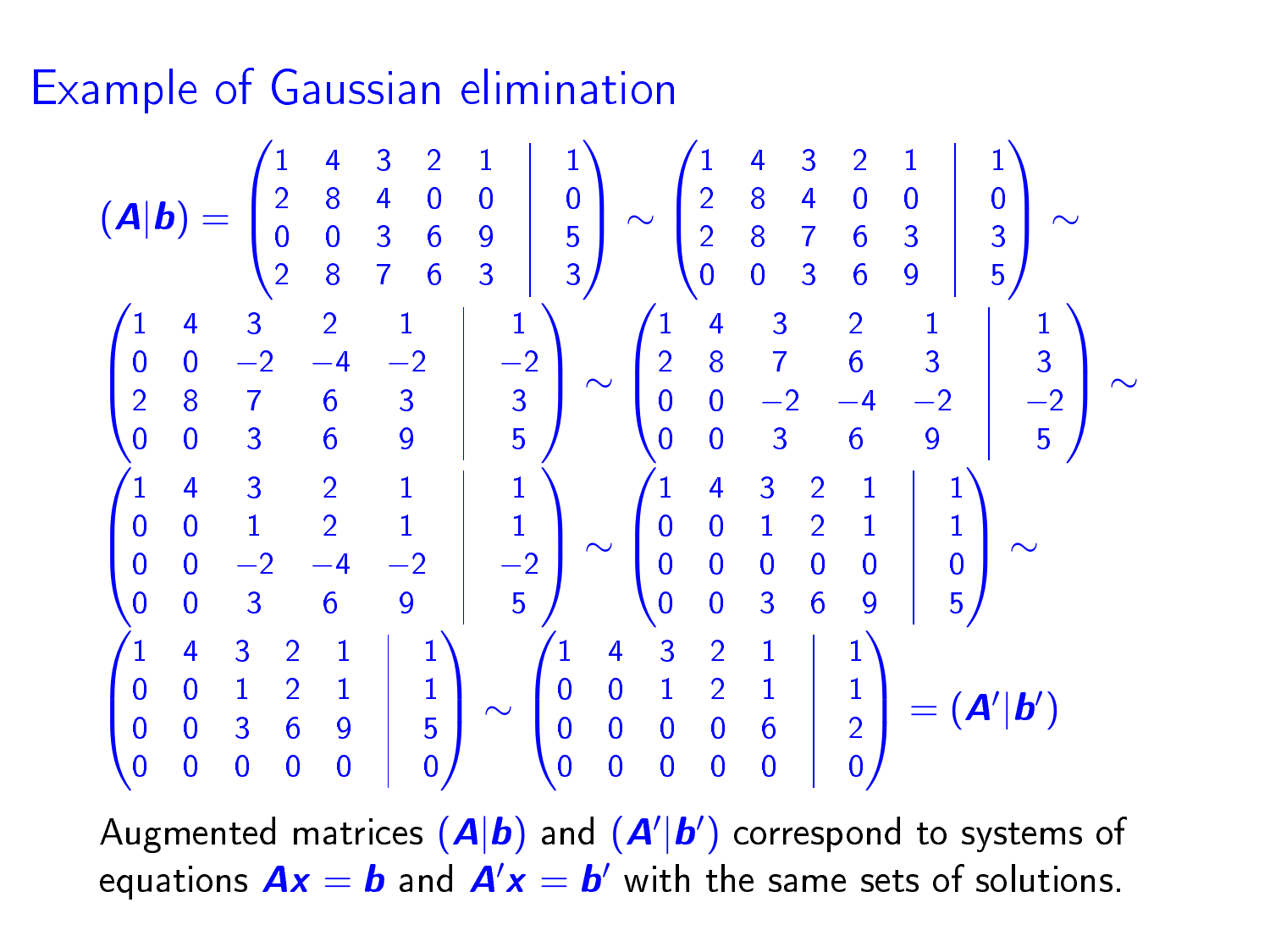# Example of Gaussian elimination

$$(\boldsymbol{A}|\boldsymbol{b}) = \left(\begin{array}{ccccc|c} 1 & 4 & 3 & 2 & 1 & 1 \\ 2 & 8 & 4 & 0 & 0 & 0 \\ 0 & 0 & 3 & 6 & 9 & 5 \\ 2 & 8 & 7 & 6 & 3 & 3 \end{array}\right) \sim \left(\begin{array}{ccccc|c} 1 & 4 & 3 & 2 & 1 & 1 \\ 2 & 8 & 4 & 0 & 0 & 0 \\ 2 & 8 & 7 & 6 & 3 & 3 \\ 0 & 0 & 3 & 6 & 9 & 5 \end{array}\right) \sim$$

$$\left(\begin{array}{ccccc|c} 1 & 4 & 3 & 2 & 1 & 1 \\ 0 & 0 & -2 & -4 & -2 & -2 \\ 2 & 8 & 7 & 6 & 3 & 3 \\ 0 & 0 & 3 & 6 & 9 & 5 \end{array}\right) \sim \left(\begin{array}{ccccc|c} 1 & 4 & 3 & 2 & 1 & 1 \\ 2 & 8 & 7 & 6 & 3 & 3 \\ 0 & 0 & -2 & -4 & -2 & -2 \\ 0 & 0 & 3 & 6 & 9 & 5 \end{array}\right) \sim$$

$$\left(\begin{array}{ccccc|c} 1 & 4 & 3 & 2 & 1 & 1 \\ 0 & 0 & 1 & 2 & 1 & 1 \\ 0 & 0 & -2 & -4 & -2 & -2 \\ 0 & 0 & 3 & 6 & 9 & 5 \end{array}\right) \sim \left(\begin{array}{ccccc|c} 1 & 4 & 3 & 2 & 1 & 1 \\ 0 & 0 & 1 & 2 & 1 & 1 \\ 0 & 0 & 0 & 0 & 0 & 0 \\ 0 & 0 & 3 & 6 & 9 & 5 \end{array}\right) \sim$$

$$\left(\begin{array}{ccccc|c} 1 & 4 & 3 & 2 & 1 & 1 \\ 0 & 0 & 1 & 2 & 1 & 1 \\ 0 & 0 & 3 & 6 & 9 & 5 \\ 0 & 0 & 0 & 0 & 0 & 0 \end{array}\right) \sim \left(\begin{array}{ccccc|c} 1 & 4 & 3 & 2 & 1 & 1 \\ 0 & 0 & 1 & 2 & 1 & 1 \\ 0 & 0 & 0 & 0 & 6 & 2 \\ 0 & 0 & 0 & 0 & 0 & 0 \end{array}\right) = (\boldsymbol{A}'|\boldsymbol{b}')$$

Augmented matrices $(\boldsymbol{A}|\boldsymbol{b})$ and $(\boldsymbol{A}'|\boldsymbol{b}')$ correspond to systems of equations $\boldsymbol{A}\boldsymbol{x} = \boldsymbol{b}$ and $\boldsymbol{A}'\boldsymbol{x} = \boldsymbol{b}'$ with the same sets of solutions.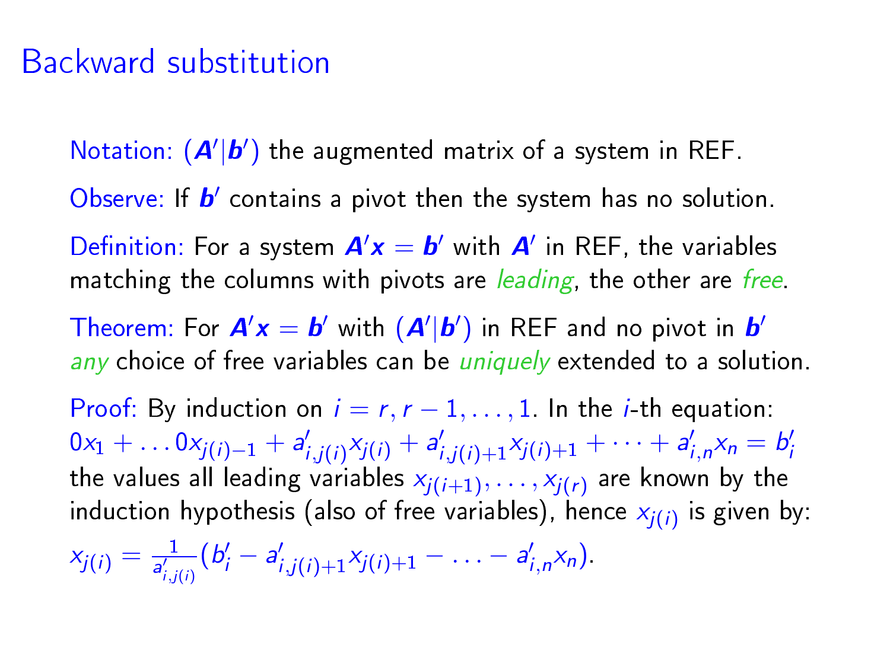# Backward substitution

Notation: $(\boldsymbol{A}'|\boldsymbol{b}')$ the augmented matrix of a system in REF.

Observe: If $\boldsymbol{b}'$ contains a pivot then the system has no solution.

Definition: For a system $\boldsymbol{A}'\boldsymbol{x} = \boldsymbol{b}'$ with $\boldsymbol{A}'$ in REF, the variables matching the columns with pivots are *leading*, the other are *free*.

Theorem: For $\boldsymbol{A}'\boldsymbol{x} = \boldsymbol{b}'$ with $(\boldsymbol{A}'|\boldsymbol{b}')$ in REF and no pivot in $\boldsymbol{b}'$ *any* choice of free variables can be *uniquely* extended to a solution.

Proof: By induction on $i = r, r-1, \ldots, 1$. In the $i$-th equation:
$0x_1 + \ldots 0x_{j(i)-1} + a'_{i,j(i)}x_{j(i)} + a'_{i,j(i)+1}x_{j(i)+1} + \cdots + a'_{i,n}x_n = b'_i$
the values all leading variables $x_{j(i+1)}, \ldots, x_{j(r)}$ are known by the induction hypothesis (also of free variables), hence $x_{j(i)}$ is given by:
$x_{j(i)} = \frac{1}{a'_{i,j(i)}}(b'_i - a'_{i,j(i)+1}x_{j(i)+1} - \ldots - a'_{i,n}x_n)$.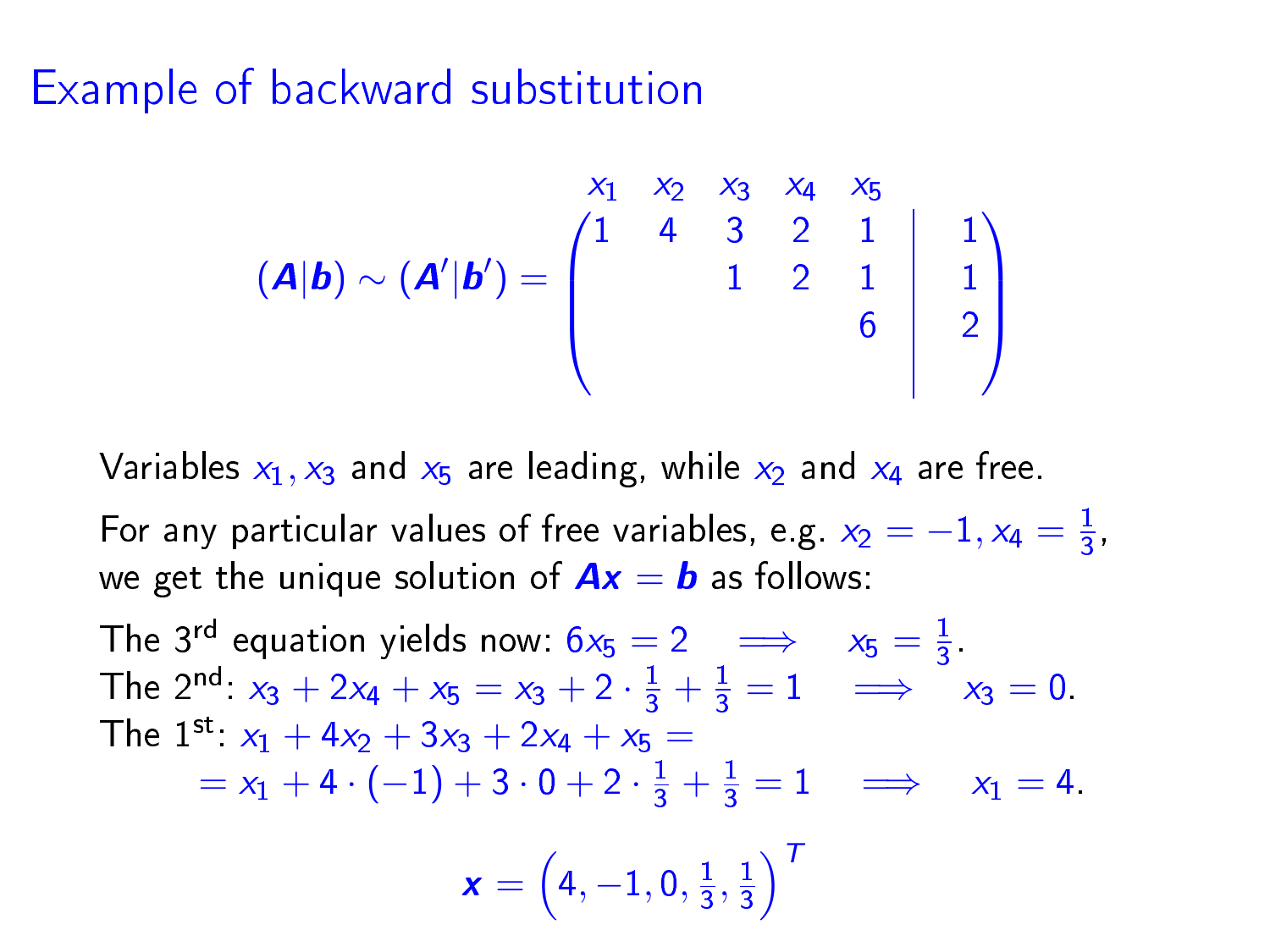# Example of backward substitution

$$
(\boldsymbol{A}|\boldsymbol{b}) \sim (\boldsymbol{A}'|\boldsymbol{b}') = \left(\begin{array}{ccccc|c}
\overset{x_1}{1} & \overset{x_2}{4} & \overset{x_3}{3} & \overset{x_4}{2} & \overset{x_5}{1} & 1 \\
 & & 1 & 2 & 1 & 1 \\
 & & & & 6 & 2 \\
 & & & & &
\end{array}\right)
$$

Variables $x_1, x_3$ and $x_5$ are leading, while $x_2$ and $x_4$ are free.

For any particular values of free variables, e.g. $x_2 = -1, x_4 = \frac{1}{3}$, we get the unique solution of $\boldsymbol{Ax} = \boldsymbol{b}$ as follows:

The 3rd equation yields now: $6x_5 = 2 \quad \Longrightarrow \quad x_5 = \frac{1}{3}$.
The 2nd: $x_3 + 2x_4 + x_5 = x_3 + 2 \cdot \frac{1}{3} + \frac{1}{3} = 1 \quad \Longrightarrow \quad x_3 = 0$.
The 1st: $x_1 + 4x_2 + 3x_3 + 2x_4 + x_5 =$
$\qquad = x_1 + 4 \cdot (-1) + 3 \cdot 0 + 2 \cdot \frac{1}{3} + \frac{1}{3} = 1 \quad \Longrightarrow \quad x_1 = 4$.

$$
\boldsymbol{x} = \left(4, -1, 0, \tfrac{1}{3}, \tfrac{1}{3}\right)^T
$$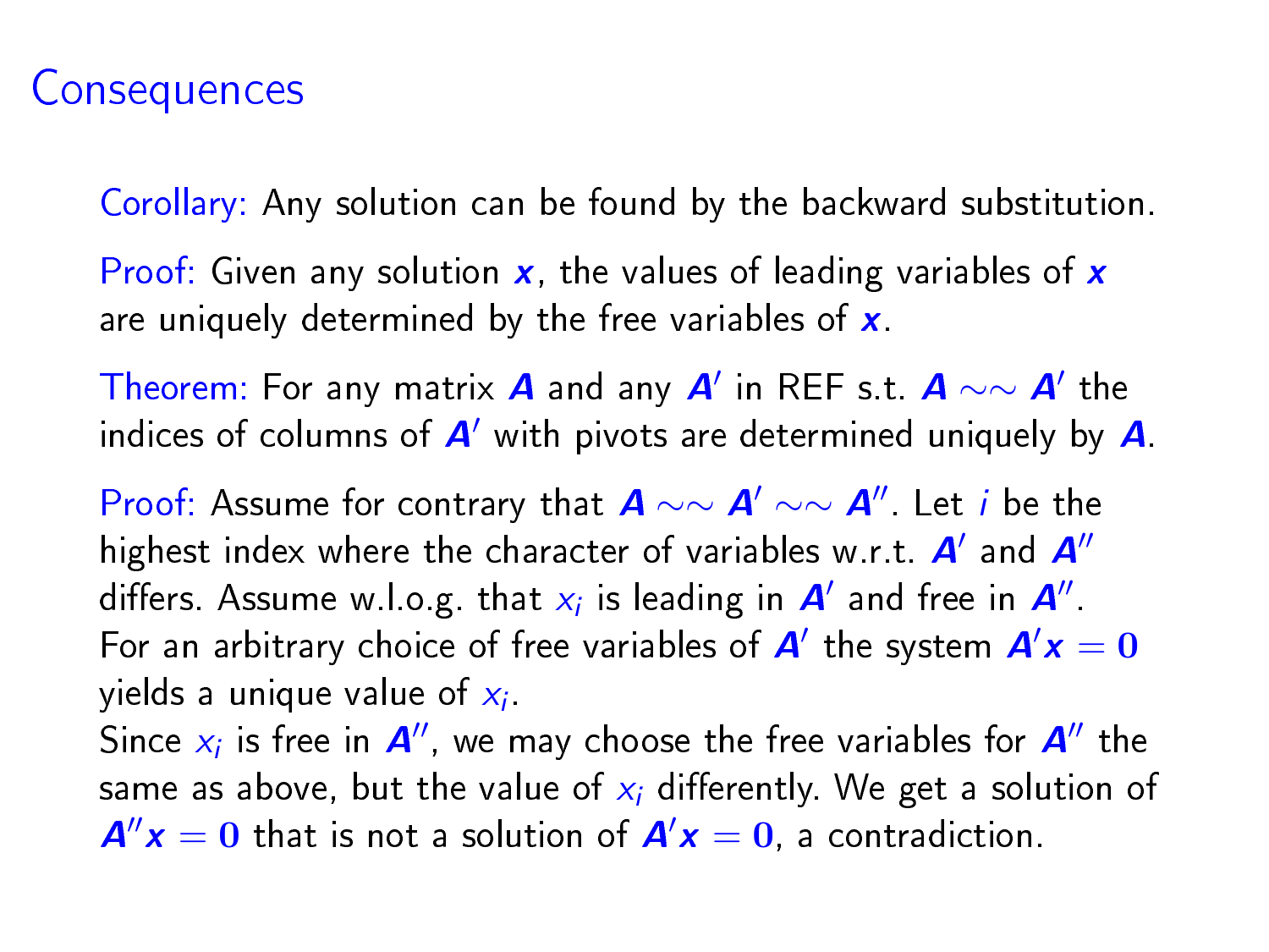# Consequences

Corollary: Any solution can be found by the backward substitution.

Proof: Given any solution $\boldsymbol{x}$, the values of leading variables of $\boldsymbol{x}$ are uniquely determined by the free variables of $\boldsymbol{x}$.

Theorem: For any matrix $\boldsymbol{A}$ and any $\boldsymbol{A}'$ in REF s.t. $\boldsymbol{A} \sim\sim \boldsymbol{A}'$ the indices of columns of $\boldsymbol{A}'$ with pivots are determined uniquely by $\boldsymbol{A}$.

Proof: Assume for contrary that $\boldsymbol{A} \sim\sim \boldsymbol{A}' \sim\sim \boldsymbol{A}''$. Let $i$ be the highest index where the character of variables w.r.t. $\boldsymbol{A}'$ and $\boldsymbol{A}''$ differs. Assume w.l.o.g. that $x_i$ is leading in $\boldsymbol{A}'$ and free in $\boldsymbol{A}''$.
For an arbitrary choice of free variables of $\boldsymbol{A}'$ the system $\boldsymbol{A}'\boldsymbol{x} = \mathbf{0}$ yields a unique value of $x_i$.
Since $x_i$ is free in $\boldsymbol{A}''$, we may choose the free variables for $\boldsymbol{A}''$ the same as above, but the value of $x_i$ differently. We get a solution of $\boldsymbol{A}''\boldsymbol{x} = \mathbf{0}$ that is not a solution of $\boldsymbol{A}'\boldsymbol{x} = \mathbf{0}$, a contradiction.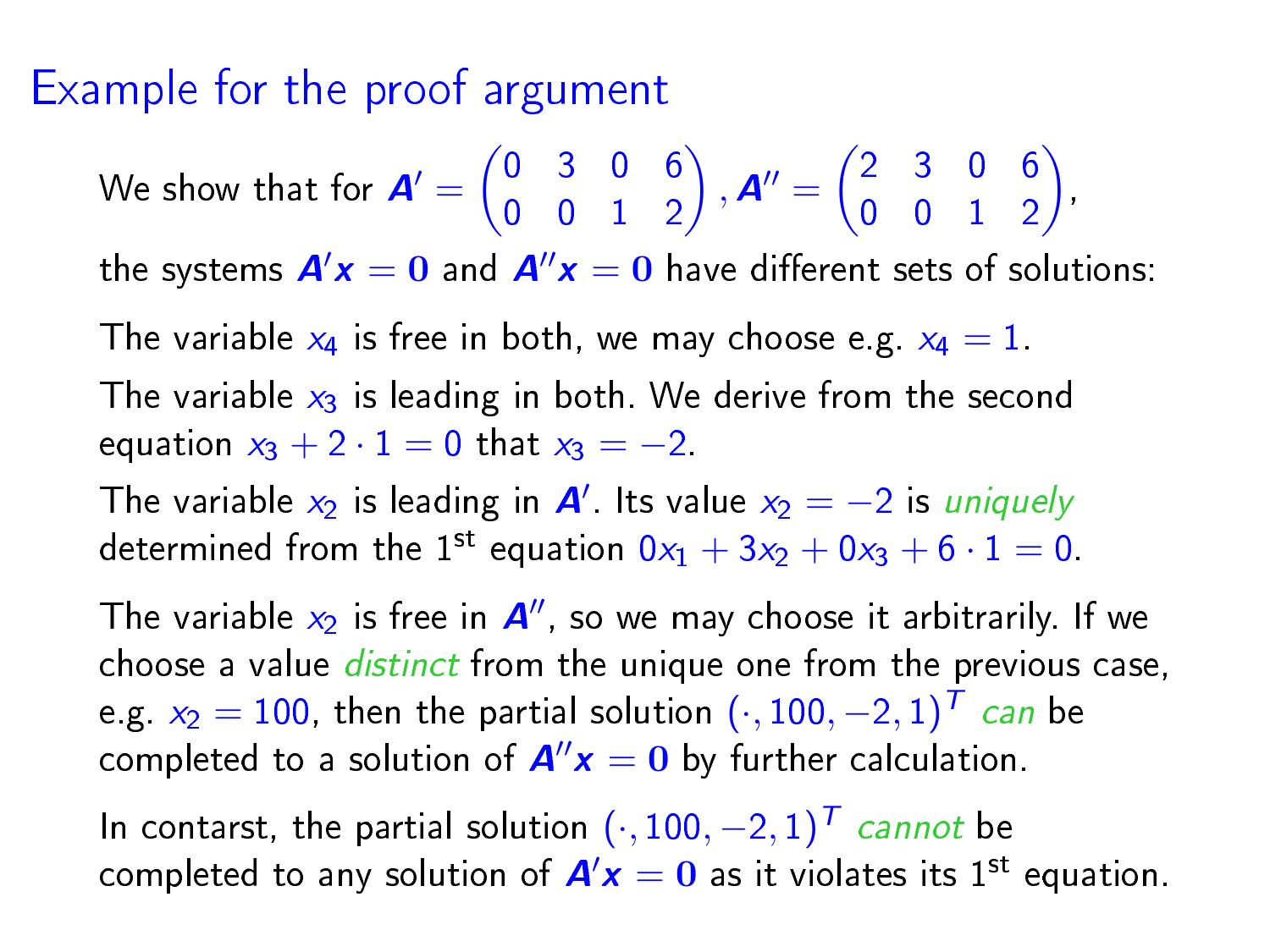# Example for the proof argument

We show that for $\boldsymbol{A}' = \begin{pmatrix} 0 & 3 & 0 & 6 \\ 0 & 0 & 1 & 2 \end{pmatrix}, \boldsymbol{A}'' = \begin{pmatrix} 2 & 3 & 0 & 6 \\ 0 & 0 & 1 & 2 \end{pmatrix}$,

the systems $\boldsymbol{A}'\boldsymbol{x} = \mathbf{0}$ and $\boldsymbol{A}''\boldsymbol{x} = \mathbf{0}$ have different sets of solutions:

The variable $x_4$ is free in both, we may choose e.g. $x_4 = 1$.

The variable $x_3$ is leading in both. We derive from the second equation $x_3 + 2 \cdot 1 = 0$ that $x_3 = -2$.

The variable $x_2$ is leading in $\boldsymbol{A}'$. Its value $x_2 = -2$ is *uniquely* determined from the 1st equation $0x_1 + 3x_2 + 0x_3 + 6 \cdot 1 = 0$.

The variable $x_2$ is free in $\boldsymbol{A}''$, so we may choose it arbitrarily. If we choose a value *distinct* from the unique one from the previous case, e.g. $x_2 = 100$, then the partial solution $(\cdot, 100, -2, 1)^T$ *can* be completed to a solution of $\boldsymbol{A}''\boldsymbol{x} = \mathbf{0}$ by further calculation.

In contarst, the partial solution $(\cdot, 100, -2, 1)^T$ *cannot* be completed to any solution of $\boldsymbol{A}'\boldsymbol{x} = \mathbf{0}$ as it violates its 1st equation.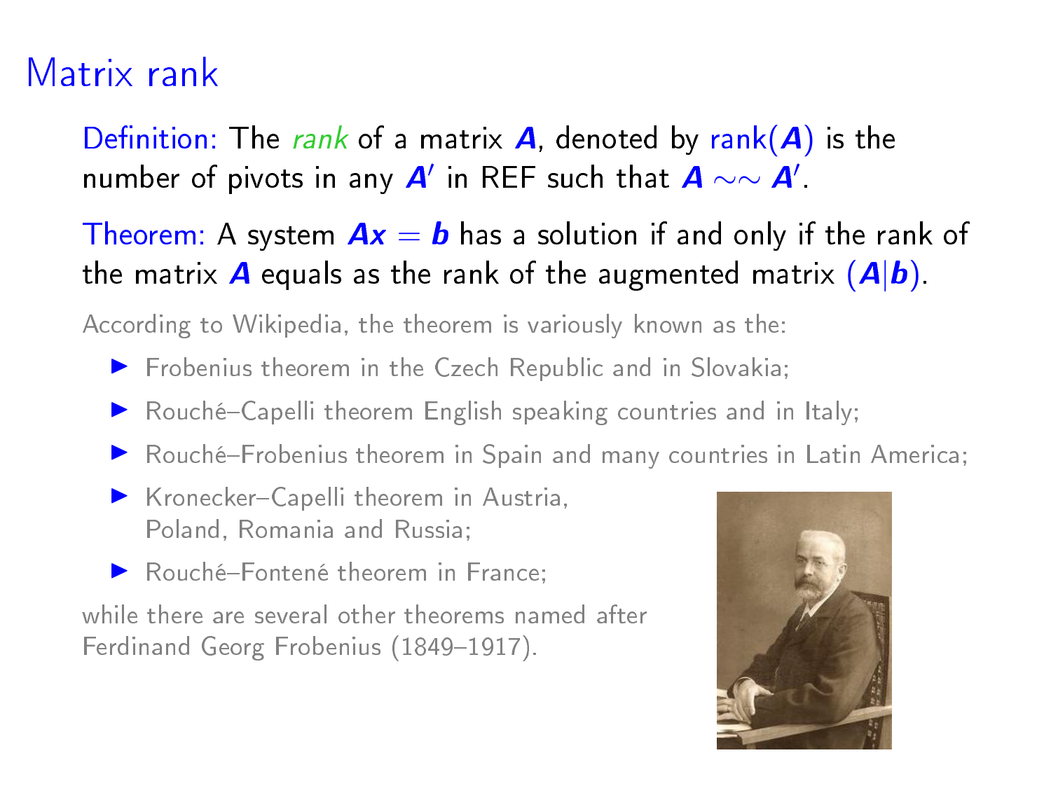# Matrix rank

Definition: The *rank* of a matrix $\boldsymbol{A}$, denoted by $\text{rank}(\boldsymbol{A})$ is the number of pivots in any $\boldsymbol{A}'$ in REF such that $\boldsymbol{A} \sim\sim \boldsymbol{A}'$.

Theorem: A system $\boldsymbol{Ax} = \boldsymbol{b}$ has a solution if and only if the rank of the matrix $\boldsymbol{A}$ equals as the rank of the augmented matrix $(\boldsymbol{A}|\boldsymbol{b})$.

According to Wikipedia, the theorem is variously known as the:

- Frobenius theorem in the Czech Republic and in Slovakia;
- Rouché–Capelli theorem English speaking countries and in Italy;
- Rouché–Frobenius theorem in Spain and many countries in Latin America;
- Kronecker–Capelli theorem in Austria, Poland, Romania and Russia;
- Rouché–Fontené theorem in France;

while there are several other theorems named after Ferdinand Georg Frobenius (1849–1917).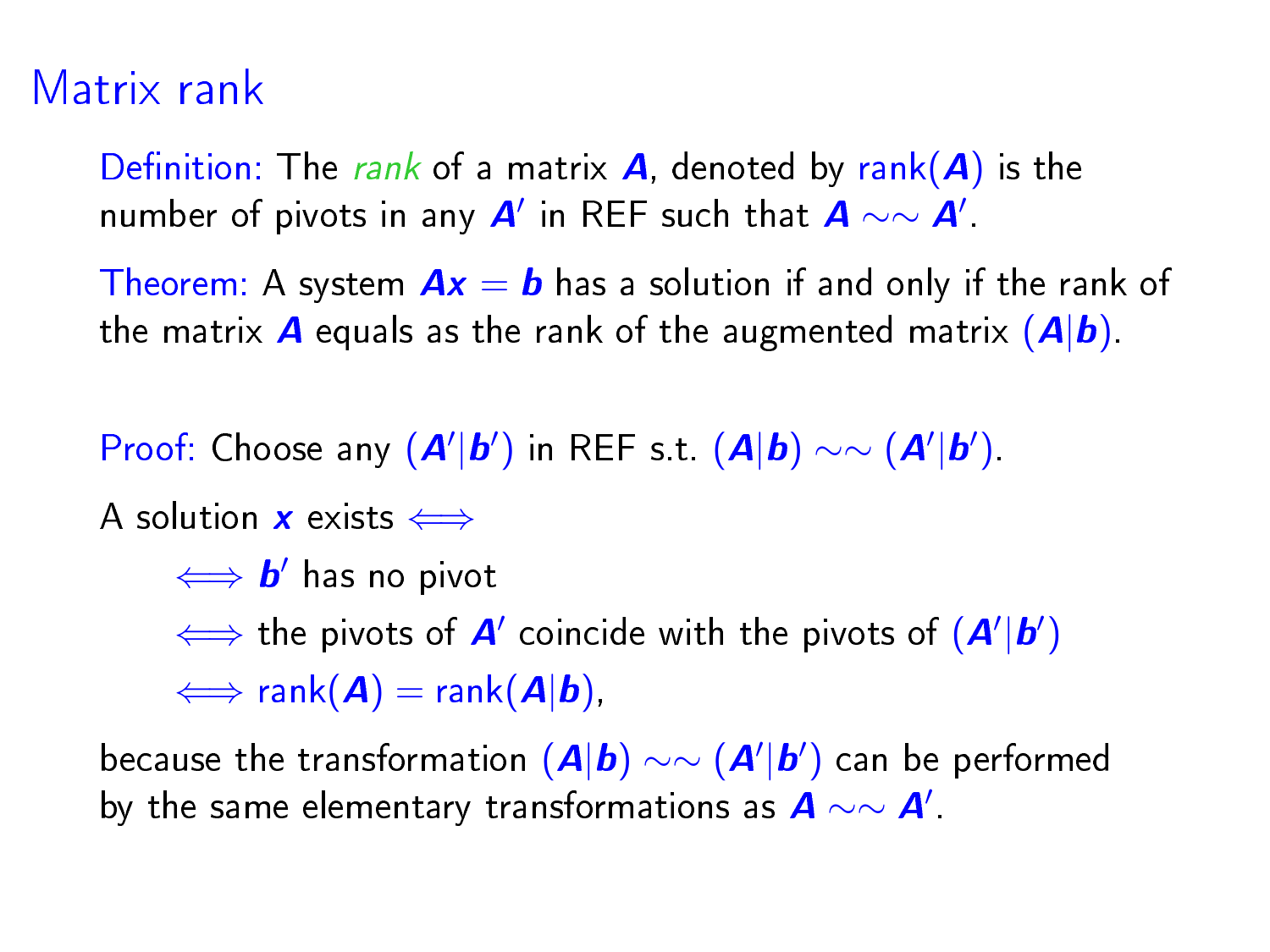# Matrix rank

Definition: The *rank* of a matrix $\boldsymbol{A}$, denoted by $\text{rank}(\boldsymbol{A})$ is the number of pivots in any $\boldsymbol{A}'$ in REF such that $\boldsymbol{A} \sim\sim \boldsymbol{A}'$.

Theorem: A system $\boldsymbol{Ax} = \boldsymbol{b}$ has a solution if and only if the rank of the matrix $\boldsymbol{A}$ equals as the rank of the augmented matrix $(\boldsymbol{A}|\boldsymbol{b})$.

Proof: Choose any $(\boldsymbol{A}'|\boldsymbol{b}')$ in REF s.t. $(\boldsymbol{A}|\boldsymbol{b}) \sim\sim (\boldsymbol{A}'|\boldsymbol{b}')$.

A solution $\boldsymbol{x}$ exists $\iff$

$\iff$ $\boldsymbol{b}'$ has no pivot

$\iff$ the pivots of $\boldsymbol{A}'$ coincide with the pivots of $(\boldsymbol{A}'|\boldsymbol{b}')$

$\iff$ $\text{rank}(\boldsymbol{A}) = \text{rank}(\boldsymbol{A}|\boldsymbol{b})$,

because the transformation $(\boldsymbol{A}|\boldsymbol{b}) \sim\sim (\boldsymbol{A}'|\boldsymbol{b}')$ can be performed by the same elementary transformations as $\boldsymbol{A} \sim\sim \boldsymbol{A}'$.